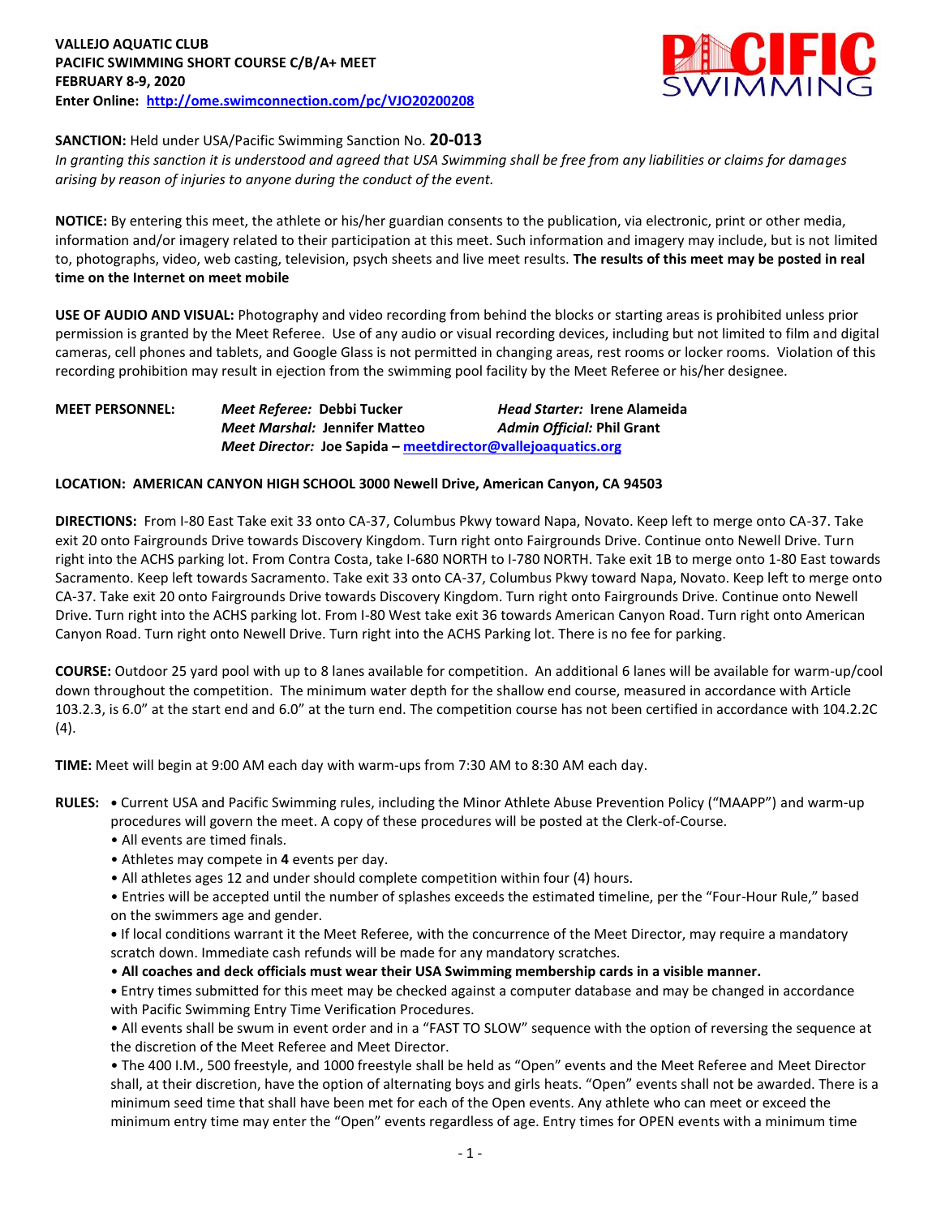**VALLEJO AQUATIC CLUB**
**PACIFIC SWIMMING SHORT COURSE C/B/A+ MEET**
**FEBRUARY 8-9, 2020**
**Enter Online: http://ome.swimconnection.com/pc/VJO20200208**

**SANCTION:** Held under USA/Pacific Swimming Sanction No. **20-013**
*In granting this sanction it is understood and agreed that USA Swimming shall be free from any liabilities or claims for damages arising by reason of injuries to anyone during the conduct of the event.*

**NOTICE:** By entering this meet, the athlete or his/her guardian consents to the publication, via electronic, print or other media, information and/or imagery related to their participation at this meet. Such information and imagery may include, but is not limited to, photographs, video, web casting, television, psych sheets and live meet results. **The results of this meet may be posted in real time on the Internet on meet mobile**

**USE OF AUDIO AND VISUAL:** Photography and video recording from behind the blocks or starting areas is prohibited unless prior permission is granted by the Meet Referee. Use of any audio or visual recording devices, including but not limited to film and digital cameras, cell phones and tablets, and Google Glass is not permitted in changing areas, rest rooms or locker rooms. Violation of this recording prohibition may result in ejection from the swimming pool facility by the Meet Referee or his/her designee.

**MEET PERSONNEL:** *Meet Referee:* **Debbi Tucker** *Head Starter:* **Irene Alameida**
*Meet Marshal:* **Jennifer Matteo** *Admin Official:* **Phil Grant**
*Meet Director:* **Joe Sapida – meetdirector@vallejoaquatics.org**

**LOCATION: AMERICAN CANYON HIGH SCHOOL 3000 Newell Drive, American Canyon, CA 94503**

**DIRECTIONS:** From I-80 East Take exit 33 onto CA-37, Columbus Pkwy toward Napa, Novato. Keep left to merge onto CA-37. Take exit 20 onto Fairgrounds Drive towards Discovery Kingdom. Turn right onto Fairgrounds Drive. Continue onto Newell Drive. Turn right into the ACHS parking lot. From Contra Costa, take I-680 NORTH to I-780 NORTH. Take exit 1B to merge onto 1-80 East towards Sacramento. Keep left towards Sacramento. Take exit 33 onto CA-37, Columbus Pkwy toward Napa, Novato. Keep left to merge onto CA-37. Take exit 20 onto Fairgrounds Drive towards Discovery Kingdom. Turn right onto Fairgrounds Drive. Continue onto Newell Drive. Turn right into the ACHS parking lot. From I-80 West take exit 36 towards American Canyon Road. Turn right onto American Canyon Road. Turn right onto Newell Drive. Turn right into the ACHS Parking lot. There is no fee for parking.

**COURSE:** Outdoor 25 yard pool with up to 8 lanes available for competition. An additional 6 lanes will be available for warm-up/cool down throughout the competition. The minimum water depth for the shallow end course, measured in accordance with Article 103.2.3, is 6.0" at the start end and 6.0" at the turn end. The competition course has not been certified in accordance with 104.2.2C (4).

**TIME:** Meet will begin at 9:00 AM each day with warm-ups from 7:30 AM to 8:30 AM each day.

**RULES:**
- Current USA and Pacific Swimming rules, including the Minor Athlete Abuse Prevention Policy ("MAAPP") and warm-up procedures will govern the meet. A copy of these procedures will be posted at the Clerk-of-Course.
- All events are timed finals.
- Athletes may compete in **4** events per day.
- All athletes ages 12 and under should complete competition within four (4) hours.
- Entries will be accepted until the number of splashes exceeds the estimated timeline, per the "Four-Hour Rule," based on the swimmers age and gender.
- If local conditions warrant it the Meet Referee, with the concurrence of the Meet Director, may require a mandatory scratch down. Immediate cash refunds will be made for any mandatory scratches.
- **All coaches and deck officials must wear their USA Swimming membership cards in a visible manner.**
- Entry times submitted for this meet may be checked against a computer database and may be changed in accordance with Pacific Swimming Entry Time Verification Procedures.
- All events shall be swum in event order and in a "FAST TO SLOW" sequence with the option of reversing the sequence at the discretion of the Meet Referee and Meet Director.
- The 400 I.M., 500 freestyle, and 1000 freestyle shall be held as "Open" events and the Meet Referee and Meet Director shall, at their discretion, have the option of alternating boys and girls heats. "Open" events shall not be awarded. There is a minimum seed time that shall have been met for each of the Open events. Any athlete who can meet or exceed the minimum entry time may enter the "Open" events regardless of age. Entry times for OPEN events with a minimum time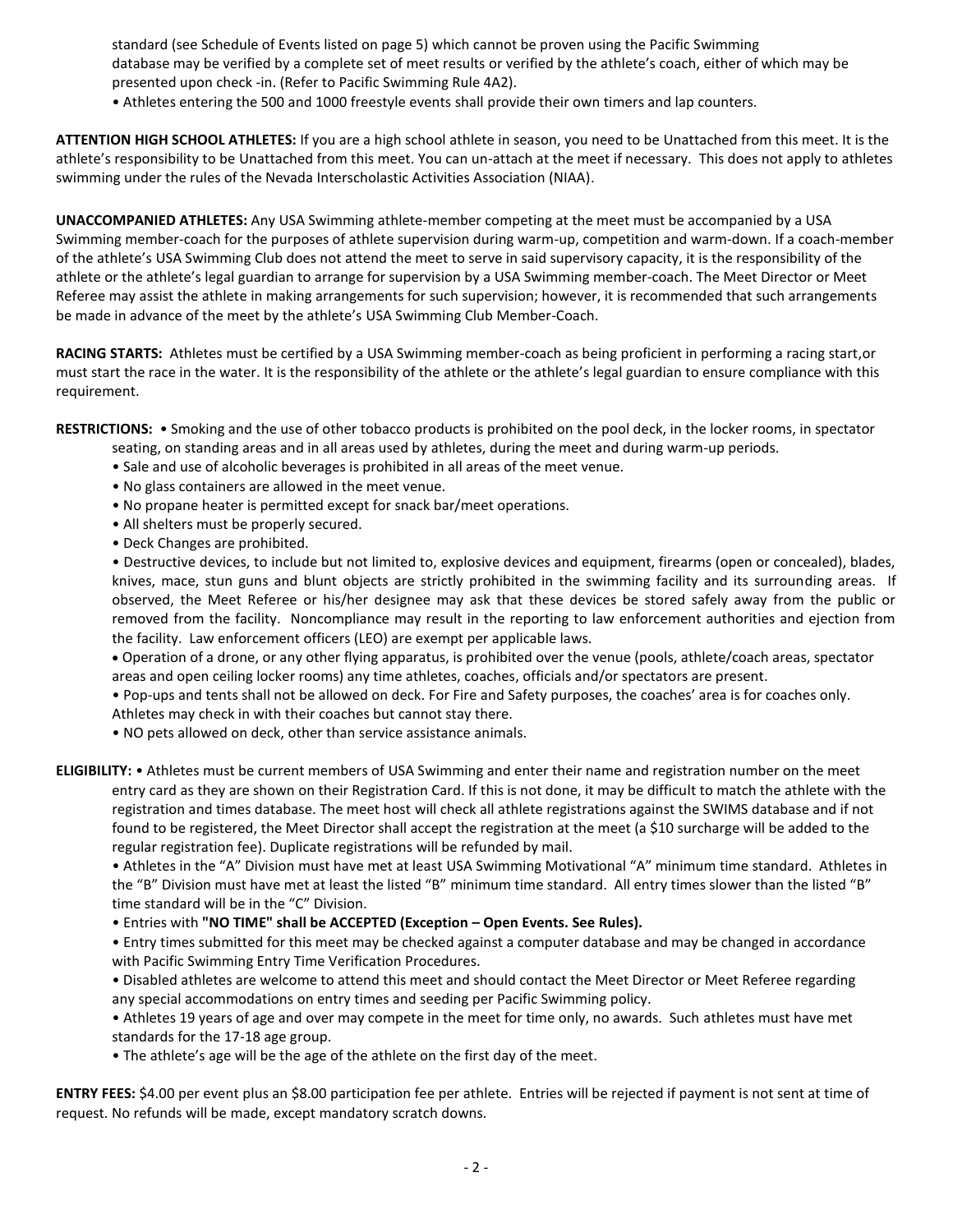standard (see Schedule of Events listed on page 5) which cannot be proven using the Pacific Swimming database may be verified by a complete set of meet results or verified by the athlete's coach, either of which may be presented upon check -in. (Refer to Pacific Swimming Rule 4A2).

- Athletes entering the 500 and 1000 freestyle events shall provide their own timers and lap counters.

**ATTENTION HIGH SCHOOL ATHLETES:** If you are a high school athlete in season, you need to be Unattached from this meet. It is the athlete's responsibility to be Unattached from this meet. You can un-attach at the meet if necessary. This does not apply to athletes swimming under the rules of the Nevada Interscholastic Activities Association (NIAA).

**UNACCOMPANIED ATHLETES:** Any USA Swimming athlete-member competing at the meet must be accompanied by a USA Swimming member-coach for the purposes of athlete supervision during warm-up, competition and warm-down. If a coach-member of the athlete's USA Swimming Club does not attend the meet to serve in said supervisory capacity, it is the responsibility of the athlete or the athlete's legal guardian to arrange for supervision by a USA Swimming member-coach. The Meet Director or Meet Referee may assist the athlete in making arrangements for such supervision; however, it is recommended that such arrangements be made in advance of the meet by the athlete's USA Swimming Club Member-Coach.

**RACING STARTS:** Athletes must be certified by a USA Swimming member-coach as being proficient in performing a racing start,or must start the race in the water. It is the responsibility of the athlete or the athlete's legal guardian to ensure compliance with this requirement.

**RESTRICTIONS:**
- Smoking and the use of other tobacco products is prohibited on the pool deck, in the locker rooms, in spectator seating, on standing areas and in all areas used by athletes, during the meet and during warm-up periods.
- Sale and use of alcoholic beverages is prohibited in all areas of the meet venue.
- No glass containers are allowed in the meet venue.
- No propane heater is permitted except for snack bar/meet operations.
- All shelters must be properly secured.
- Deck Changes are prohibited.
- Destructive devices, to include but not limited to, explosive devices and equipment, firearms (open or concealed), blades, knives, mace, stun guns and blunt objects are strictly prohibited in the swimming facility and its surrounding areas. If observed, the Meet Referee or his/her designee may ask that these devices be stored safely away from the public or removed from the facility. Noncompliance may result in the reporting to law enforcement authorities and ejection from the facility. Law enforcement officers (LEO) are exempt per applicable laws.
- Operation of a drone, or any other flying apparatus, is prohibited over the venue (pools, athlete/coach areas, spectator areas and open ceiling locker rooms) any time athletes, coaches, officials and/or spectators are present.
- Pop-ups and tents shall not be allowed on deck. For Fire and Safety purposes, the coaches' area is for coaches only. Athletes may check in with their coaches but cannot stay there.
- NO pets allowed on deck, other than service assistance animals.

**ELIGIBILITY:**
- Athletes must be current members of USA Swimming and enter their name and registration number on the meet entry card as they are shown on their Registration Card. If this is not done, it may be difficult to match the athlete with the registration and times database. The meet host will check all athlete registrations against the SWIMS database and if not found to be registered, the Meet Director shall accept the registration at the meet (a $10 surcharge will be added to the regular registration fee). Duplicate registrations will be refunded by mail.
- Athletes in the "A" Division must have met at least USA Swimming Motivational "A" minimum time standard. Athletes in the "B" Division must have met at least the listed "B" minimum time standard. All entry times slower than the listed "B" time standard will be in the "C" Division.
- Entries with **"NO TIME" shall be ACCEPTED (Exception – Open Events. See Rules).**
- Entry times submitted for this meet may be checked against a computer database and may be changed in accordance with Pacific Swimming Entry Time Verification Procedures.
- Disabled athletes are welcome to attend this meet and should contact the Meet Director or Meet Referee regarding any special accommodations on entry times and seeding per Pacific Swimming policy.
- Athletes 19 years of age and over may compete in the meet for time only, no awards. Such athletes must have met standards for the 17-18 age group.
- The athlete's age will be the age of the athlete on the first day of the meet.

**ENTRY FEES:** $4.00 per event plus an $8.00 participation fee per athlete. Entries will be rejected if payment is not sent at time of request. No refunds will be made, except mandatory scratch downs.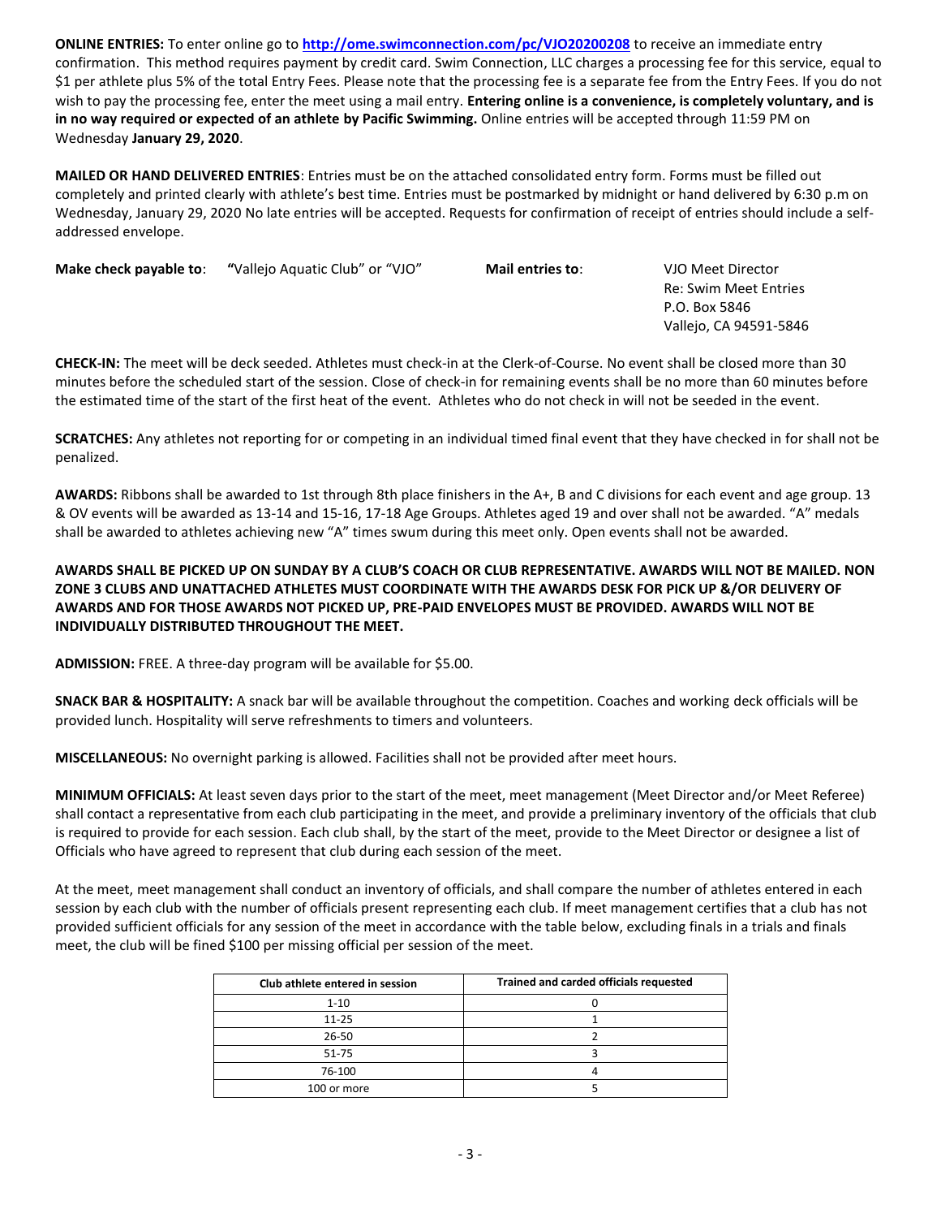**ONLINE ENTRIES:** To enter online go to **http://ome.swimconnection.com/pc/VJO20200208** to receive an immediate entry confirmation. This method requires payment by credit card. Swim Connection, LLC charges a processing fee for this service, equal to $1 per athlete plus 5% of the total Entry Fees. Please note that the processing fee is a separate fee from the Entry Fees. If you do not wish to pay the processing fee, enter the meet using a mail entry. **Entering online is a convenience, is completely voluntary, and is in no way required or expected of an athlete by Pacific Swimming.** Online entries will be accepted through 11:59 PM on Wednesday **January 29, 2020**.

**MAILED OR HAND DELIVERED ENTRIES**: Entries must be on the attached consolidated entry form. Forms must be filled out completely and printed clearly with athlete's best time. Entries must be postmarked by midnight or hand delivered by 6:30 p.m on Wednesday, January 29, 2020 No late entries will be accepted. Requests for confirmation of receipt of entries should include a self-addressed envelope.

**Make check payable to**: **"**Vallejo Aquatic Club" or "VJO" **Mail entries to**: VJO Meet Director
Re: Swim Meet Entries
P.O. Box 5846
Vallejo, CA 94591-5846

**CHECK-IN:** The meet will be deck seeded. Athletes must check-in at the Clerk-of-Course. No event shall be closed more than 30 minutes before the scheduled start of the session. Close of check-in for remaining events shall be no more than 60 minutes before the estimated time of the start of the first heat of the event. Athletes who do not check in will not be seeded in the event.

**SCRATCHES:** Any athletes not reporting for or competing in an individual timed final event that they have checked in for shall not be penalized.

**AWARDS:** Ribbons shall be awarded to 1st through 8th place finishers in the A+, B and C divisions for each event and age group. 13 & OV events will be awarded as 13-14 and 15-16, 17-18 Age Groups. Athletes aged 19 and over shall not be awarded. "A" medals shall be awarded to athletes achieving new "A" times swum during this meet only. Open events shall not be awarded.

**AWARDS SHALL BE PICKED UP ON SUNDAY BY A CLUB'S COACH OR CLUB REPRESENTATIVE. AWARDS WILL NOT BE MAILED. NON ZONE 3 CLUBS AND UNATTACHED ATHLETES MUST COORDINATE WITH THE AWARDS DESK FOR PICK UP &/OR DELIVERY OF AWARDS AND FOR THOSE AWARDS NOT PICKED UP, PRE-PAID ENVELOPES MUST BE PROVIDED. AWARDS WILL NOT BE INDIVIDUALLY DISTRIBUTED THROUGHOUT THE MEET.**

**ADMISSION:** FREE. A three-day program will be available for $5.00.

**SNACK BAR & HOSPITALITY:** A snack bar will be available throughout the competition. Coaches and working deck officials will be provided lunch. Hospitality will serve refreshments to timers and volunteers.

**MISCELLANEOUS:** No overnight parking is allowed. Facilities shall not be provided after meet hours.

**MINIMUM OFFICIALS:** At least seven days prior to the start of the meet, meet management (Meet Director and/or Meet Referee) shall contact a representative from each club participating in the meet, and provide a preliminary inventory of the officials that club is required to provide for each session. Each club shall, by the start of the meet, provide to the Meet Director or designee a list of Officials who have agreed to represent that club during each session of the meet.

At the meet, meet management shall conduct an inventory of officials, and shall compare the number of athletes entered in each session by each club with the number of officials present representing each club. If meet management certifies that a club has not provided sufficient officials for any session of the meet in accordance with the table below, excluding finals in a trials and finals meet, the club will be fined $100 per missing official per session of the meet.

| Club athlete entered in session | Trained and carded officials requested |
|---|---|
| 1-10 | 0 |
| 11-25 | 1 |
| 26-50 | 2 |
| 51-75 | 3 |
| 76-100 | 4 |
| 100 or more | 5 |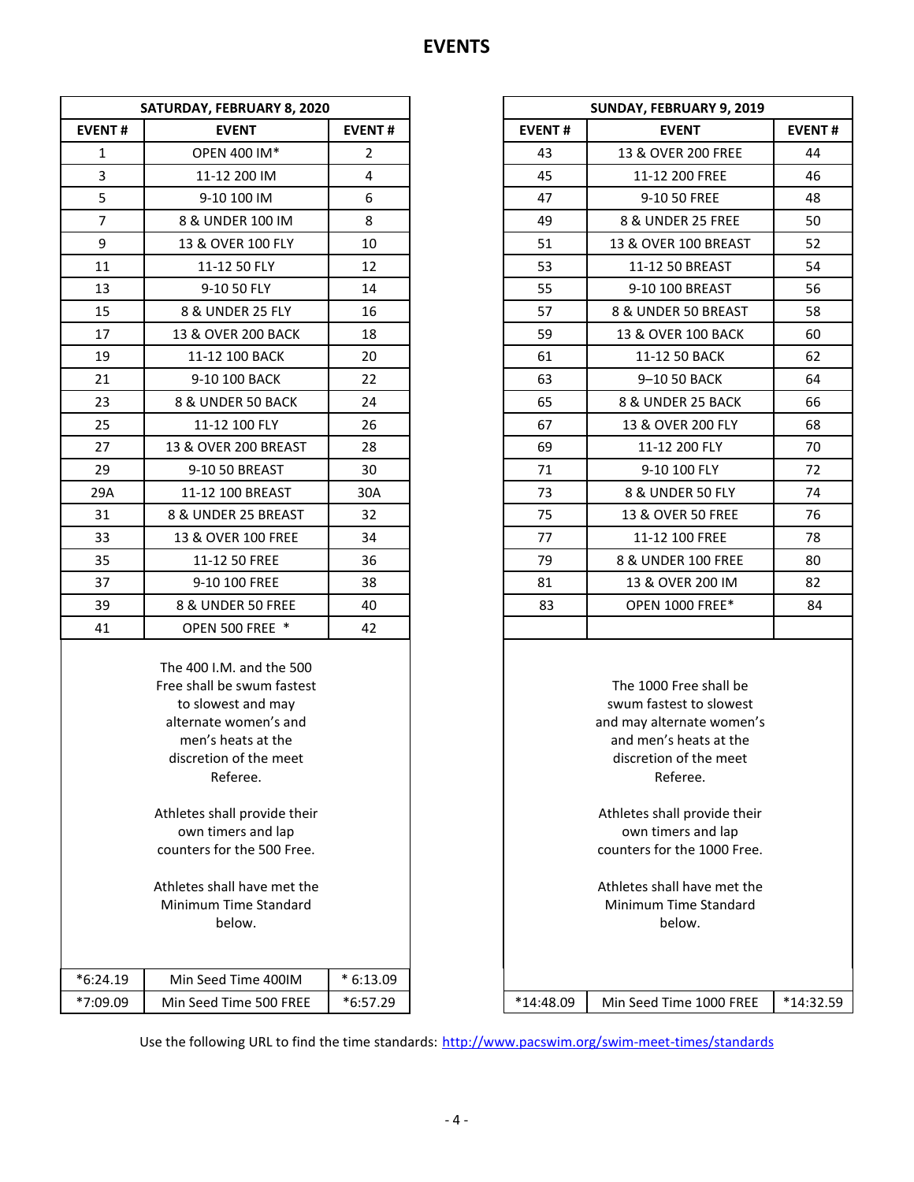# EVENTS

| SATURDAY, FEBRUARY 8, 2020 | | |
|---|---|---|
| EVENT # | EVENT | EVENT # |
| 1 | OPEN 400 IM* | 2 |
| 3 | 11-12 200 IM | 4 |
| 5 | 9-10 100 IM | 6 |
| 7 | 8 & UNDER 100 IM | 8 |
| 9 | 13 & OVER 100 FLY | 10 |
| 11 | 11-12 50 FLY | 12 |
| 13 | 9-10 50 FLY | 14 |
| 15 | 8 & UNDER 25 FLY | 16 |
| 17 | 13 & OVER 200 BACK | 18 |
| 19 | 11-12 100 BACK | 20 |
| 21 | 9-10 100 BACK | 22 |
| 23 | 8 & UNDER 50 BACK | 24 |
| 25 | 11-12 100 FLY | 26 |
| 27 | 13 & OVER 200 BREAST | 28 |
| 29 | 9-10 50 BREAST | 30 |
| 29A | 11-12 100 BREAST | 30A |
| 31 | 8 & UNDER 25 BREAST | 32 |
| 33 | 13 & OVER 100 FREE | 34 |
| 35 | 11-12 50 FREE | 36 |
| 37 | 9-10 100 FREE | 38 |
| 39 | 8 & UNDER 50 FREE | 40 |
| 41 | OPEN 500 FREE * | 42 |
| *6:24.19 | Min Seed Time 400IM | * 6:13.09 |
| *7:09.09 | Min Seed Time 500 FREE | *6:57.29 |

The 400 I.M. and the 500 Free shall be swum fastest to slowest and may alternate women's and men's heats at the discretion of the meet Referee.

Athletes shall provide their own timers and lap counters for the 500 Free.

Athletes shall have met the Minimum Time Standard below.

| SUNDAY, FEBRUARY 9, 2019 | | |
|---|---|---|
| EVENT # | EVENT | EVENT # |
| 43 | 13 & OVER 200 FREE | 44 |
| 45 | 11-12 200 FREE | 46 |
| 47 | 9-10 50 FREE | 48 |
| 49 | 8 & UNDER 25 FREE | 50 |
| 51 | 13 & OVER 100 BREAST | 52 |
| 53 | 11-12 50 BREAST | 54 |
| 55 | 9-10 100 BREAST | 56 |
| 57 | 8 & UNDER 50 BREAST | 58 |
| 59 | 13 & OVER 100 BACK | 60 |
| 61 | 11-12 50 BACK | 62 |
| 63 | 9–10 50 BACK | 64 |
| 65 | 8 & UNDER 25 BACK | 66 |
| 67 | 13 & OVER 200 FLY | 68 |
| 69 | 11-12 200 FLY | 70 |
| 71 | 9-10 100 FLY | 72 |
| 73 | 8 & UNDER 50 FLY | 74 |
| 75 | 13 & OVER 50 FREE | 76 |
| 77 | 11-12 100 FREE | 78 |
| 79 | 8 & UNDER 100 FREE | 80 |
| 81 | 13 & OVER 200 IM | 82 |
| 83 | OPEN 1000 FREE* | 84 |
| *14:48.09 | Min Seed Time 1000 FREE | *14:32.59 |

The 1000 Free shall be swum fastest to slowest and may alternate women's and men's heats at the discretion of the meet Referee.

Athletes shall provide their own timers and lap counters for the 1000 Free.

Athletes shall have met the Minimum Time Standard below.

Use the following URL to find the time standards: http://www.pacswim.org/swim-meet-times/standards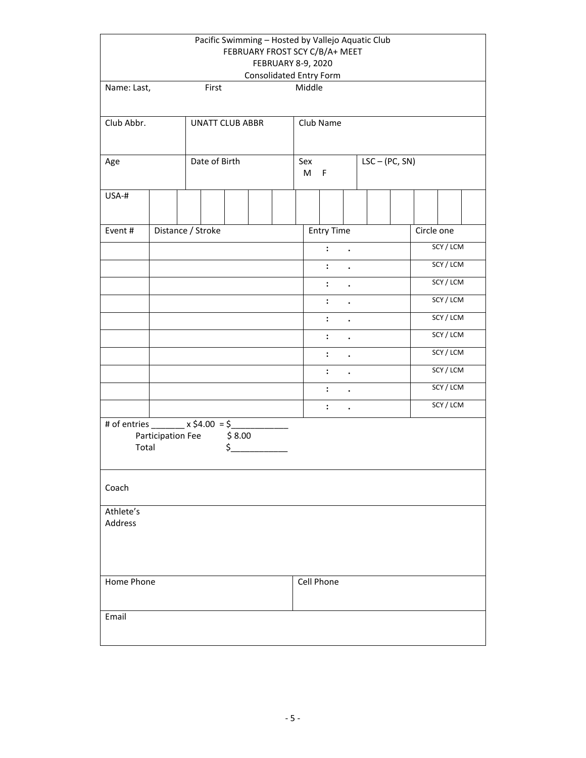Pacific Swimming – Hosted by Vallejo Aquatic Club
FEBRUARY FROST SCY C/B/A+ MEET
FEBRUARY 8-9, 2020
Consolidated Entry Form

| | | | |
|---|---|---|---|
| Name: Last, | First | Middle | |
| Club Abbr. | UNATT CLUB ABBR | Club Name | |
| Age | Date of Birth | Sex<br>M F | LSC – (PC, SN) |

| USA-# | | | | | | | | | | | | | | |
|---|---|---|---|---|---|---|---|---|---|---|---|---|---|---|
| | | | | | | | | | | | | | | |

| Event # | Distance / Stroke | Entry Time | Circle one |
|---|---|---|---|
| | | : . | SCY / LCM |
| | | : . | SCY / LCM |
| | | : . | SCY / LCM |
| | | : . | SCY / LCM |
| | | : . | SCY / LCM |
| | | : . | SCY / LCM |
| | | : . | SCY / LCM |
| | | : . | SCY / LCM |
| | | : . | SCY / LCM |
| | | : . | SCY / LCM |

# of entries _______ x $4.00 = $____________
Participation Fee $ 8.00
Total $____________

Coach

Athlete's Address

| | |
|---|---|
| Home Phone | Cell Phone |

Email